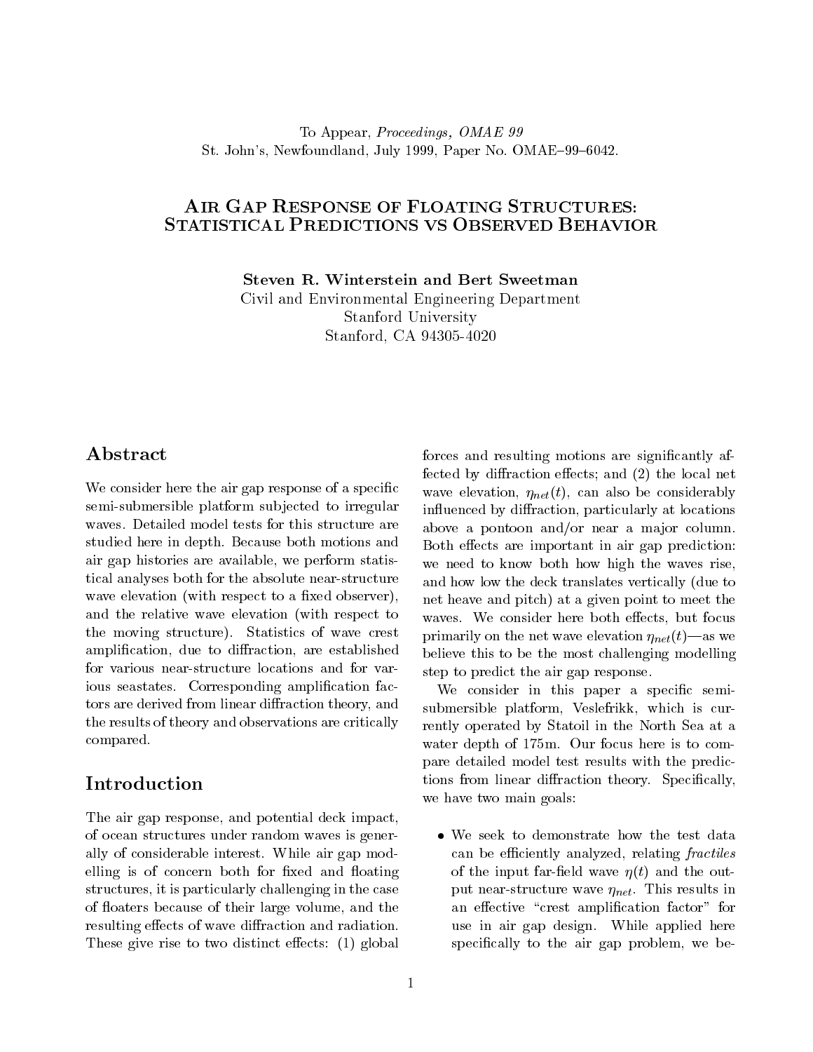To Appear, *Proceedings, OMAE 99*
St. John's, Newfoundland, July 1999, Paper No. OMAE–99–6042.

# Air Gap Response of Floating Structures: Statistical Predictions vs Observed Behavior

**Steven R. Winterstein and Bert Sweetman**
Civil and Environmental Engineering Department
Stanford University
Stanford, CA 94305-4020

## Abstract

We consider here the air gap response of a specific semi-submersible platform subjected to irregular waves. Detailed model tests for this structure are studied here in depth. Because both motions and air gap histories are available, we perform statistical analyses both for the absolute near-structure wave elevation (with respect to a fixed observer), and the relative wave elevation (with respect to the moving structure). Statistics of wave crest amplification, due to diffraction, are established for various near-structure locations and for various seastates. Corresponding amplification factors are derived from linear diffraction theory, and the results of theory and observations are critically compared.

## Introduction

The air gap response, and potential deck impact, of ocean structures under random waves is generally of considerable interest. While air gap modelling is of concern both for fixed and floating structures, it is particularly challenging in the case of floaters because of their large volume, and the resulting effects of wave diffraction and radiation. These give rise to two distinct effects: (1) global forces and resulting motions are significantly affected by diffraction effects; and (2) the local net wave elevation, $\eta_{net}(t)$, can also be considerably influenced by diffraction, particularly at locations above a pontoon and/or near a major column. Both effects are important in air gap prediction: we need to know both how high the waves rise, and how low the deck translates vertically (due to net heave and pitch) at a given point to meet the waves. We consider here both effects, but focus primarily on the net wave elevation $\eta_{net}(t)$—as we believe this to be the most challenging modelling step to predict the air gap response.

We consider in this paper a specific semi-submersible platform, Veslefrikk, which is currently operated by Statoil in the North Sea at a water depth of 175m. Our focus here is to compare detailed model test results with the predictions from linear diffraction theory. Specifically, we have two main goals:

- We seek to demonstrate how the test data can be efficiently analyzed, relating *fractiles* of the input far-field wave $\eta(t)$ and the output near-structure wave $\eta_{net}$. This results in an effective "crest amplification factor" for use in air gap design. While applied here specifically to the air gap problem, we be-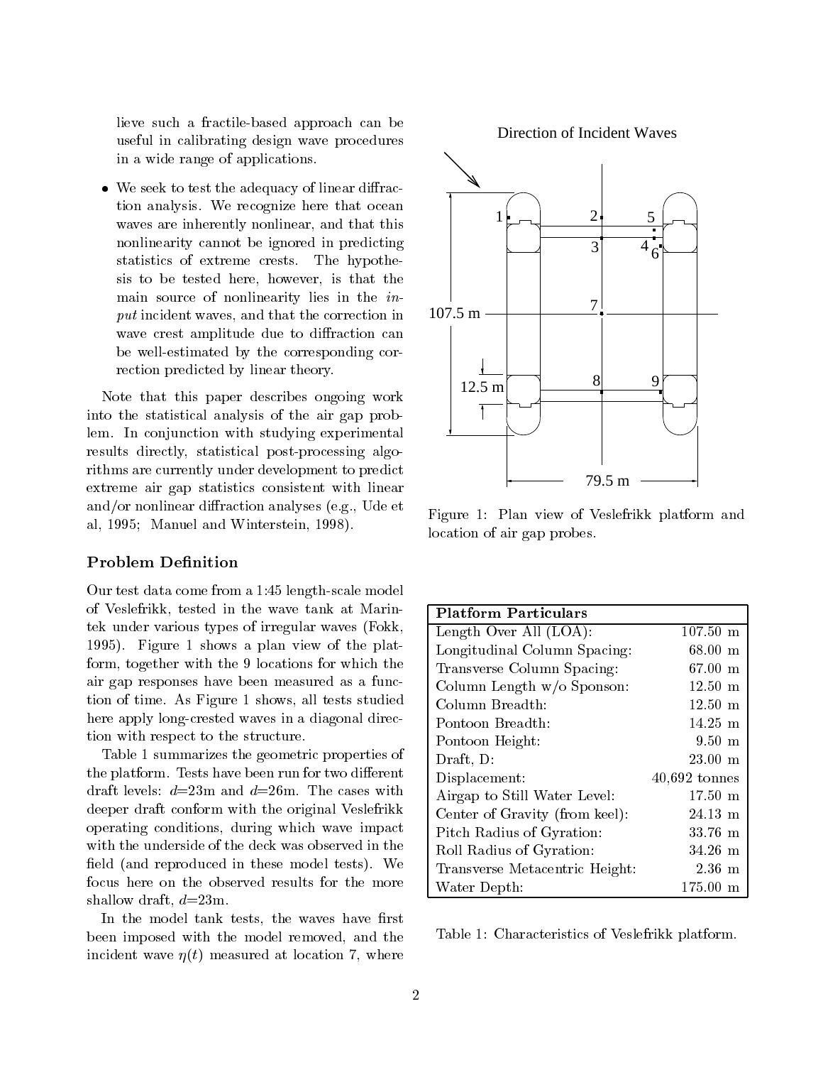lieve such a fractile-based approach can be useful in calibrating design wave procedures in a wide range of applications.

- We seek to test the adequacy of linear diffraction analysis. We recognize here that ocean waves are inherently nonlinear, and that this nonlinearity cannot be ignored in predicting statistics of extreme crests. The hypothesis to be tested here, however, is that the main source of nonlinearity lies in the *input* incident waves, and that the correction in wave crest amplitude due to diffraction can be well-estimated by the corresponding correction predicted by linear theory.

Note that this paper describes ongoing work into the statistical analysis of the air gap problem. In conjunction with studying experimental results directly, statistical post-processing algorithms are currently under development to predict extreme air gap statistics consistent with linear and/or nonlinear diffraction analyses (e.g., Ude et al, 1995; Manuel and Winterstein, 1998).

## Problem Definition

Our test data come from a 1:45 length-scale model of Veslefrikk, tested in the wave tank at Marintek under various types of irregular waves (Fokk, 1995). Figure 1 shows a plan view of the platform, together with the 9 locations for which the air gap responses have been measured as a function of time. As Figure 1 shows, all tests studied here apply long-crested waves in a diagonal direction with respect to the structure.

Table 1 summarizes the geometric properties of the platform. Tests have been run for two different draft levels: $d$=23m and $d$=26m. The cases with deeper draft conform with the original Veslefrikk operating conditions, during which wave impact with the underside of the deck was observed in the field (and reproduced in these model tests). We focus here on the observed results for the more shallow draft, $d$=23m.

In the model tank tests, the waves have first been imposed with the model removed, and the incident wave $\eta(t)$ measured at location 7, where

Figure 1: Plan view of Veslefrikk platform and location of air gap probes.

| Platform Particulars | |
|---|---|
| Length Over All (LOA): | 107.50 m |
| Longitudinal Column Spacing: | 68.00 m |
| Transverse Column Spacing: | 67.00 m |
| Column Length w/o Sponson: | 12.50 m |
| Column Breadth: | 12.50 m |
| Pontoon Breadth: | 14.25 m |
| Pontoon Height: | 9.50 m |
| Draft, D: | 23.00 m |
| Displacement: | 40,692 tonnes |
| Airgap to Still Water Level: | 17.50 m |
| Center of Gravity (from keel): | 24.13 m |
| Pitch Radius of Gyration: | 33.76 m |
| Roll Radius of Gyration: | 34.26 m |
| Transverse Metacentric Height: | 2.36 m |
| Water Depth: | 175.00 m |

Table 1: Characteristics of Veslefrikk platform.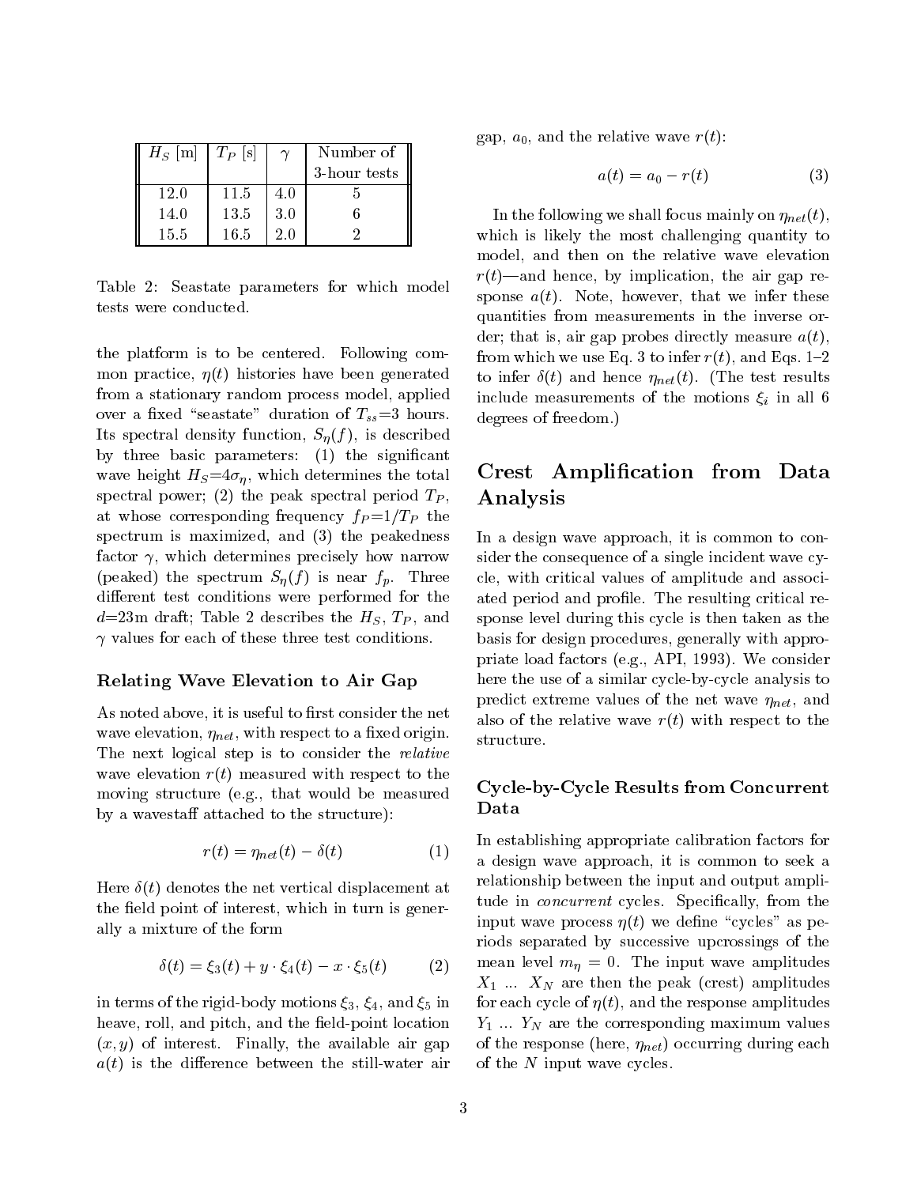| $H_S$ [m] | $T_P$ [s] | $\gamma$ | Number of 3-hour tests |
|---|---|---|---|
| 12.0 | 11.5 | 4.0 | 5 |
| 14.0 | 13.5 | 3.0 | 6 |
| 15.5 | 16.5 | 2.0 | 2 |

Table 2: Seastate parameters for which model tests were conducted.

the platform is to be centered. Following common practice, $\eta(t)$ histories have been generated from a stationary random process model, applied over a fixed "seastate" duration of $T_{ss}$=3 hours. Its spectral density function, $S_\eta(f)$, is described by three basic parameters: (1) the significant wave height $H_S$=$4\sigma_\eta$, which determines the total spectral power; (2) the peak spectral period $T_P$, at whose corresponding frequency $f_P$=$1/T_P$ the spectrum is maximized, and (3) the peakedness factor $\gamma$, which determines precisely how narrow (peaked) the spectrum $S_\eta(f)$ is near $f_p$. Three different test conditions were performed for the $d$=23m draft; Table 2 describes the $H_S$, $T_P$, and $\gamma$ values for each of these three test conditions.

### Relating Wave Elevation to Air Gap

As noted above, it is useful to first consider the net wave elevation, $\eta_{net}$, with respect to a fixed origin. The next logical step is to consider the *relative* wave elevation $r(t)$ measured with respect to the moving structure (e.g., that would be measured by a wavestaff attached to the structure):

$$r(t) = \eta_{net}(t) - \delta(t) \tag{1}$$

Here $\delta(t)$ denotes the net vertical displacement at the field point of interest, which in turn is generally a mixture of the form

$$\delta(t) = \xi_3(t) + y \cdot \xi_4(t) - x \cdot \xi_5(t) \tag{2}$$

in terms of the rigid-body motions $\xi_3$, $\xi_4$, and $\xi_5$ in heave, roll, and pitch, and the field-point location $(x, y)$ of interest. Finally, the available air gap $a(t)$ is the difference between the still-water air gap, $a_0$, and the relative wave $r(t)$:

$$a(t) = a_0 - r(t) \tag{3}$$

In the following we shall focus mainly on $\eta_{net}(t)$, which is likely the most challenging quantity to model, and then on the relative wave elevation $r(t)$—and hence, by implication, the air gap response $a(t)$. Note, however, that we infer these quantities from measurements in the inverse order; that is, air gap probes directly measure $a(t)$, from which we use Eq. 3 to infer $r(t)$, and Eqs. 1–2 to infer $\delta(t)$ and hence $\eta_{net}(t)$. (The test results include measurements of the motions $\xi_i$ in all 6 degrees of freedom.)

## Crest Amplification from Data Analysis

In a design wave approach, it is common to consider the consequence of a single incident wave cycle, with critical values of amplitude and associated period and profile. The resulting critical response level during this cycle is then taken as the basis for design procedures, generally with appropriate load factors (e.g., API, 1993). We consider here the use of a similar cycle-by-cycle analysis to predict extreme values of the net wave $\eta_{net}$, and also of the relative wave $r(t)$ with respect to the structure.

### Cycle-by-Cycle Results from Concurrent Data

In establishing appropriate calibration factors for a design wave approach, it is common to seek a relationship between the input and output amplitude in *concurrent* cycles. Specifically, from the input wave process $\eta(t)$ we define "cycles" as periods separated by successive upcrossings of the mean level $m_\eta = 0$. The input wave amplitudes $X_1$ ... $X_N$ are then the peak (crest) amplitudes for each cycle of $\eta(t)$, and the response amplitudes $Y_1$ ... $Y_N$ are the corresponding maximum values of the response (here, $\eta_{net}$) occurring during each of the $N$ input wave cycles.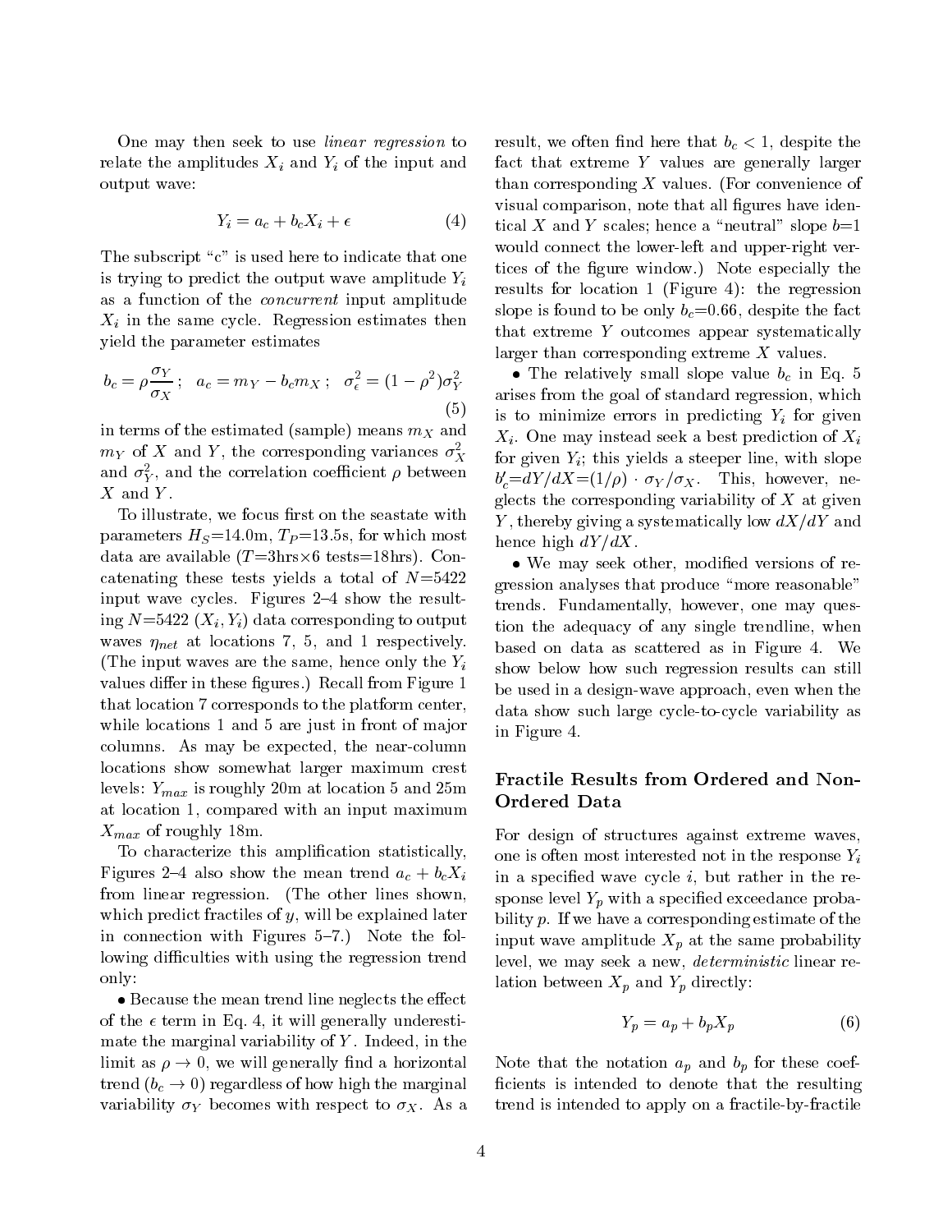One may then seek to use *linear regression* to relate the amplitudes $X_i$ and $Y_i$ of the input and output wave:

$$Y_i = a_c + b_c X_i + \epsilon \tag{4}$$

The subscript "c" is used here to indicate that one is trying to predict the output wave amplitude $Y_i$ as a function of the *concurrent* input amplitude $X_i$ in the same cycle. Regression estimates then yield the parameter estimates

$$b_c = \rho \frac{\sigma_Y}{\sigma_X}\,; \quad a_c = m_Y - b_c m_X\,; \quad \sigma_\epsilon^2 = (1-\rho^2)\sigma_Y^2 \tag{5}$$

in terms of the estimated (sample) means $m_X$ and $m_Y$ of $X$ and $Y$, the corresponding variances $\sigma_X^2$ and $\sigma_Y^2$, and the correlation coefficient $\rho$ between $X$ and $Y$.

To illustrate, we focus first on the seastate with parameters $H_S$=14.0m, $T_P$=13.5s, for which most data are available ($T$=3hrs×6 tests=18hrs). Concatenating these tests yields a total of $N$=5422 input wave cycles. Figures 2–4 show the resulting $N$=5422 $(X_i, Y_i)$ data corresponding to output waves $\eta_{net}$ at locations 7, 5, and 1 respectively. (The input waves are the same, hence only the $Y_i$ values differ in these figures.) Recall from Figure 1 that location 7 corresponds to the platform center, while locations 1 and 5 are just in front of major columns. As may be expected, the near-column locations show somewhat larger maximum crest levels: $Y_{max}$ is roughly 20m at location 5 and 25m at location 1, compared with an input maximum $X_{max}$ of roughly 18m.

To characterize this amplification statistically, Figures 2–4 also show the mean trend $a_c + b_c X_i$ from linear regression. (The other lines shown, which predict fractiles of $y$, will be explained later in connection with Figures 5–7.) Note the following difficulties with using the regression trend only:

- Because the mean trend line neglects the effect of the $\epsilon$ term in Eq. 4, it will generally underestimate the marginal variability of $Y$. Indeed, in the limit as $\rho \to 0$, we will generally find a horizontal trend ($b_c \to 0$) regardless of how high the marginal variability $\sigma_Y$ becomes with respect to $\sigma_X$. As a result, we often find here that $b_c < 1$, despite the fact that extreme $Y$ values are generally larger than corresponding $X$ values. (For convenience of visual comparison, note that all figures have identical $X$ and $Y$ scales; hence a "neutral" slope $b$=1 would connect the lower-left and upper-right vertices of the figure window.) Note especially the results for location 1 (Figure 4): the regression slope is found to be only $b_c$=0.66, despite the fact that extreme $Y$ outcomes appear systematically larger than corresponding extreme $X$ values.

- The relatively small slope value $b_c$ in Eq. 5 arises from the goal of standard regression, which is to minimize errors in predicting $Y_i$ for given $X_i$. One may instead seek a best prediction of $X_i$ for given $Y_i$; this yields a steeper line, with slope $b_c'$=$dY/dX$=$(1/\rho) \cdot \sigma_Y/\sigma_X$. This, however, neglects the corresponding variability of $X$ at given $Y$, thereby giving a systematically low $dX/dY$ and hence high $dY/dX$.

- We may seek other, modified versions of regression analyses that produce "more reasonable" trends. Fundamentally, however, one may question the adequacy of any single trendline, when based on data as scattered as in Figure 4. We show below how such regression results can still be used in a design-wave approach, even when the data show such large cycle-to-cycle variability as in Figure 4.

## Fractile Results from Ordered and Non-Ordered Data

For design of structures against extreme waves, one is often most interested not in the response $Y_i$ in a specified wave cycle $i$, but rather in the response level $Y_p$ with a specified exceedance probability $p$. If we have a corresponding estimate of the input wave amplitude $X_p$ at the same probability level, we may seek a new, *deterministic* linear relation between $X_p$ and $Y_p$ directly:

$$Y_p = a_p + b_p X_p \tag{6}$$

Note that the notation $a_p$ and $b_p$ for these coefficients is intended to denote that the resulting trend is intended to apply on a fractile-by-fractile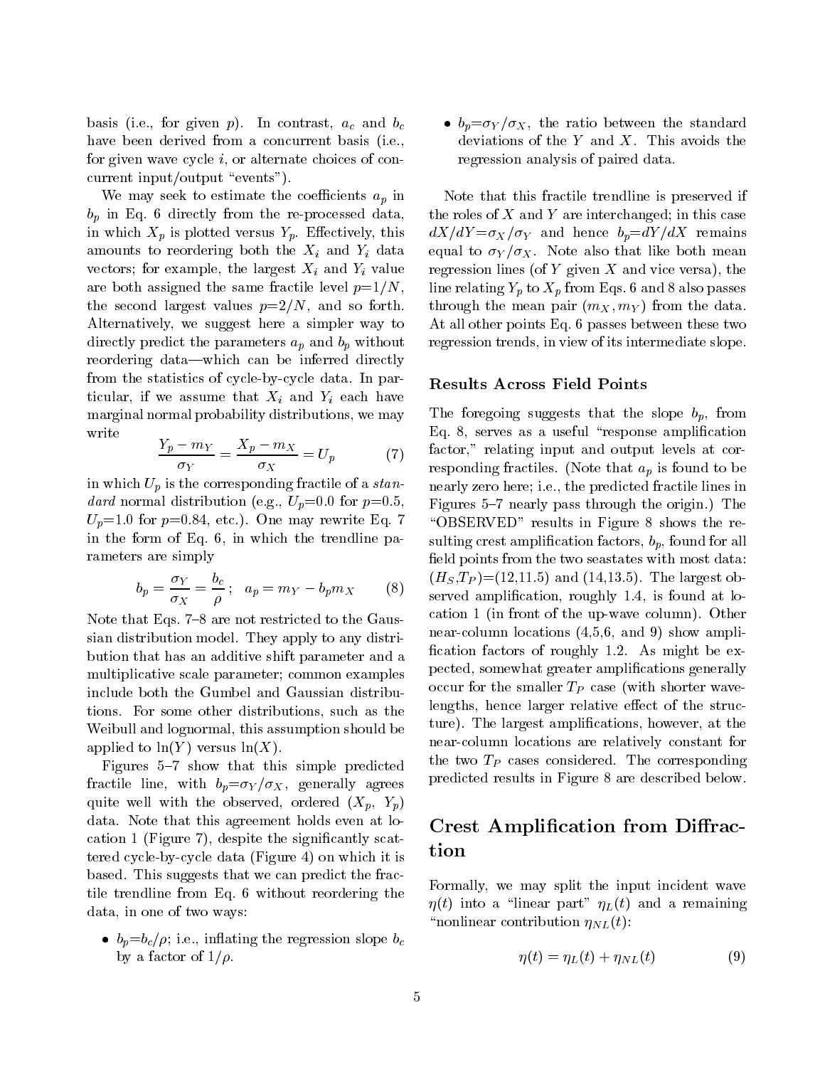basis (i.e., for given $p$). In contrast, $a_c$ and $b_c$ have been derived from a concurrent basis (i.e., for given wave cycle $i$, or alternate choices of concurrent input/output "events").

We may seek to estimate the coefficients $a_p$ in $b_p$ in Eq. 6 directly from the re-processed data, in which $X_p$ is plotted versus $Y_p$. Effectively, this amounts to reordering both the $X_i$ and $Y_i$ data vectors; for example, the largest $X_i$ and $Y_i$ value are both assigned the same fractile level $p$=1/$N$, the second largest values $p$=2/$N$, and so forth. Alternatively, we suggest here a simpler way to directly predict the parameters $a_p$ and $b_p$ without reordering data—which can be inferred directly from the statistics of cycle-by-cycle data. In particular, if we assume that $X_i$ and $Y_i$ each have marginal normal probability distributions, we may write

$$\frac{Y_p - m_Y}{\sigma_Y} = \frac{X_p - m_X}{\sigma_X} = U_p \qquad (7)$$

in which $U_p$ is the corresponding fractile of a *standard* normal distribution (e.g., $U_p$=0.0 for $p$=0.5, $U_p$=1.0 for $p$=0.84, etc.). One may rewrite Eq. 7 in the form of Eq. 6, in which the trendline parameters are simply

$$b_p = \frac{\sigma_Y}{\sigma_X} = \frac{b_c}{\rho}\,; \quad a_p = m_Y - b_p m_X \qquad (8)$$

Note that Eqs. 7–8 are not restricted to the Gaussian distribution model. They apply to any distribution that has an additive shift parameter and a multiplicative scale parameter; common examples include both the Gumbel and Gaussian distributions. For some other distributions, such as the Weibull and lognormal, this assumption should be applied to $\ln(Y)$ versus $\ln(X)$.

Figures 5–7 show that this simple predicted fractile line, with $b_p$=$\sigma_Y/\sigma_X$, generally agrees quite well with the observed, ordered ($X_p$, $Y_p$) data. Note that this agreement holds even at location 1 (Figure 7), despite the significantly scattered cycle-by-cycle data (Figure 4) on which it is based. This suggests that we can predict the fractile trendline from Eq. 6 without reordering the data, in one of two ways:

- $b_p$=$b_c/\rho$; i.e., inflating the regression slope $b_c$ by a factor of $1/\rho$.
- $b_p$=$\sigma_Y/\sigma_X$, the ratio between the standard deviations of the $Y$ and $X$. This avoids the regression analysis of paired data.

Note that this fractile trendline is preserved if the roles of $X$ and $Y$ are interchanged; in this case $dX/dY$=$\sigma_X/\sigma_Y$ and hence $b_p$=$dY/dX$ remains equal to $\sigma_Y/\sigma_X$. Note also that like both mean regression lines (of $Y$ given $X$ and vice versa), the line relating $Y_p$ to $X_p$ from Eqs. 6 and 8 also passes through the mean pair ($m_X$, $m_Y$) from the data. At all other points Eq. 6 passes between these two regression trends, in view of its intermediate slope.

### Results Across Field Points

The foregoing suggests that the slope $b_p$, from Eq. 8, serves as a useful "response amplification factor," relating input and output levels at corresponding fractiles. (Note that $a_p$ is found to be nearly zero here; i.e., the predicted fractile lines in Figures 5–7 nearly pass through the origin.) The "OBSERVED" results in Figure 8 shows the resulting crest amplification factors, $b_p$, found for all field points from the two seastates with most data: $(H_S,T_P)$=(12,11.5) and (14,13.5). The largest observed amplification, roughly 1.4, is found at location 1 (in front of the up-wave column). Other near-column locations (4,5,6, and 9) show amplification factors of roughly 1.2. As might be expected, somewhat greater amplifications generally occur for the smaller $T_P$ case (with shorter wavelengths, hence larger relative effect of the structure). The largest amplifications, however, at the near-column locations are relatively constant for the two $T_P$ cases considered. The corresponding predicted results in Figure 8 are described below.

## Crest Amplification from Diffraction

Formally, we may split the input incident wave $\eta(t)$ into a "linear part" $\eta_L(t)$ and a remaining "nonlinear contribution $\eta_{NL}(t)$:

$$\eta(t) = \eta_L(t) + \eta_{NL}(t) \qquad (9)$$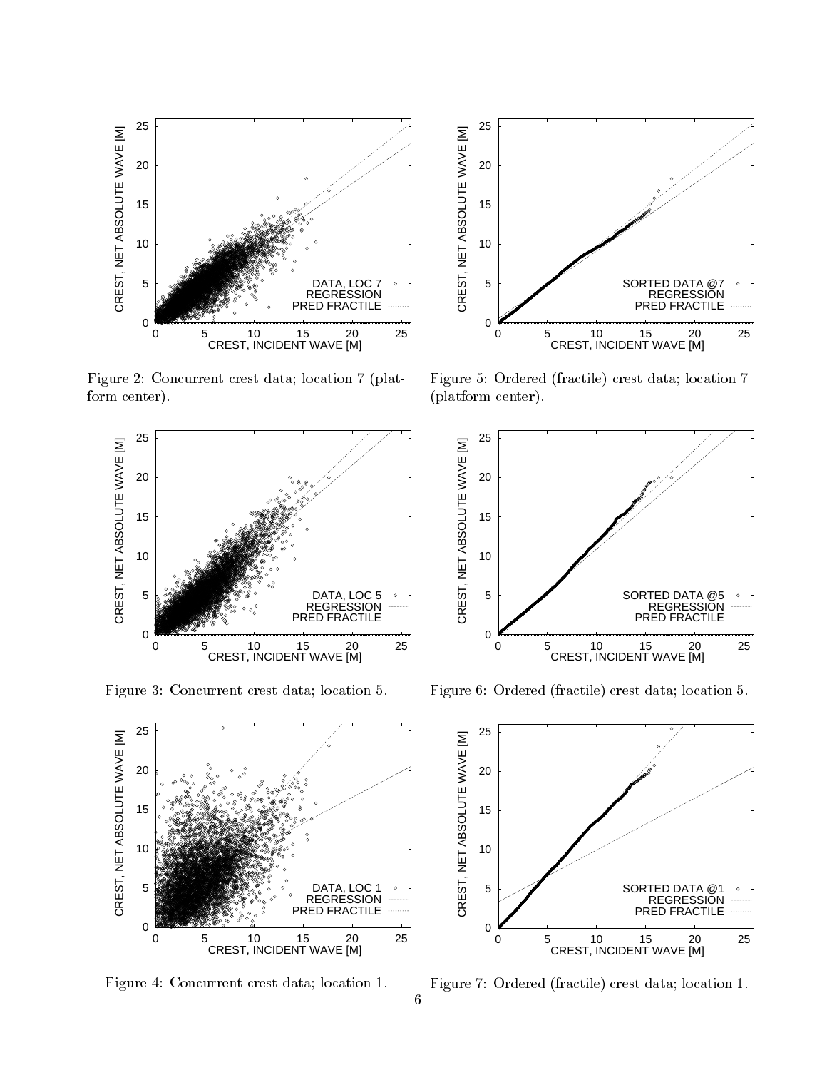Figure 2: Concurrent crest data; location 7 (platform center).

Figure 5: Ordered (fractile) crest data; location 7 (platform center).

Figure 3: Concurrent crest data; location 5.

Figure 6: Ordered (fractile) crest data; location 5.

Figure 4: Concurrent crest data; location 1.

Figure 7: Ordered (fractile) crest data; location 1.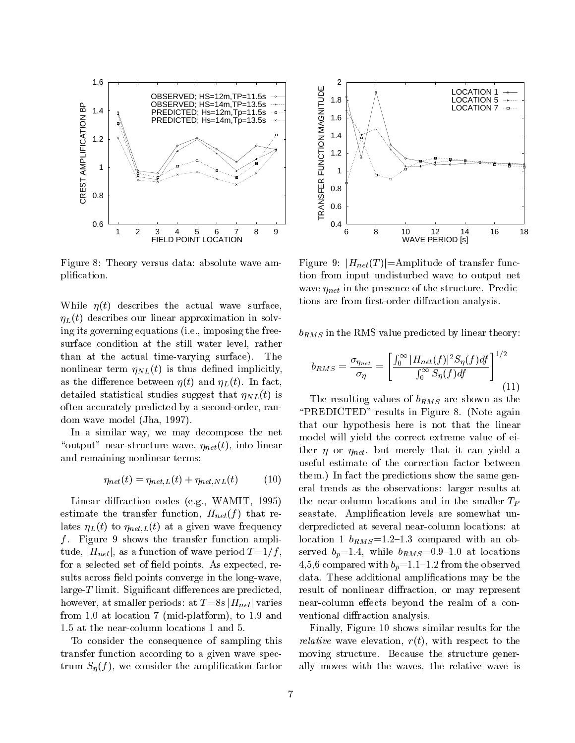Figure 8: Theory versus data: absolute wave amplification.

Figure 9: $|H_{net}(T)|$=Amplitude of transfer function from input undisturbed wave to output net wave $\eta_{net}$ in the presence of the structure. Predictions are from first-order diffraction analysis.

While $\eta(t)$ describes the actual wave surface, $\eta_L(t)$ describes our linear approximation in solving its governing equations (i.e., imposing the free-surface condition at the still water level, rather than at the actual time-varying surface). The nonlinear term $\eta_{NL}(t)$ is thus defined implicitly, as the difference between $\eta(t)$ and $\eta_L(t)$. In fact, detailed statistical studies suggest that $\eta_{NL}(t)$ is often accurately predicted by a second-order, random wave model (Jha, 1997).

In a similar way, we may decompose the net "output" near-structure wave, $\eta_{net}(t)$, into linear and remaining nonlinear terms:

$$\eta_{net}(t) = \eta_{net,L}(t) + \eta_{net,NL}(t) \qquad (10)$$

Linear diffraction codes (e.g., WAMIT, 1995) estimate the transfer function, $H_{net}(f)$ that relates $\eta_L(t)$ to $\eta_{net,L}(t)$ at a given wave frequency $f$. Figure 9 shows the transfer function amplitude, $|H_{net}|$, as a function of wave period $T$=1/$f$, for a selected set of field points. As expected, results across field points converge in the long-wave, large-$T$ limit. Significant differences are predicted, however, at smaller periods: at $T$=8s $|H_{net}|$ varies from 1.0 at location 7 (mid-platform), to 1.9 and 1.5 at the near-column locations 1 and 5.

To consider the consequence of sampling this transfer function according to a given wave spectrum $S_\eta(f)$, we consider the amplification factor $b_{RMS}$ in the RMS value predicted by linear theory:

$$b_{RMS} = \frac{\sigma_{\eta_{net}}}{\sigma_\eta} = \left[ \frac{\int_0^\infty |H_{net}(f)|^2 S_\eta(f) df}{\int_0^\infty S_\eta(f) df} \right]^{1/2} \qquad (11)$$

The resulting values of $b_{RMS}$ are shown as the "PREDICTED" results in Figure 8. (Note again that our hypothesis here is not that the linear model will yield the correct extreme value of either $\eta$ or $\eta_{net}$, but merely that it can yield a useful estimate of the correction factor between them.) In fact the predictions show the same general trends as the observations: larger results at the near-column locations and in the smaller-$T_P$ seastate. Amplification levels are somewhat underpredicted at several near-column locations: at location 1 $b_{RMS}$=1.2–1.3 compared with an observed $b_p$=1.4, while $b_{RMS}$=0.9–1.0 at locations 4,5,6 compared with $b_p$=1.1–1.2 from the observed data. These additional amplifications may be the result of nonlinear diffraction, or may represent near-column effects beyond the realm of a conventional diffraction analysis.

Finally, Figure 10 shows similar results for the *relative* wave elevation, $r(t)$, with respect to the moving structure. Because the structure generally moves with the waves, the relative wave is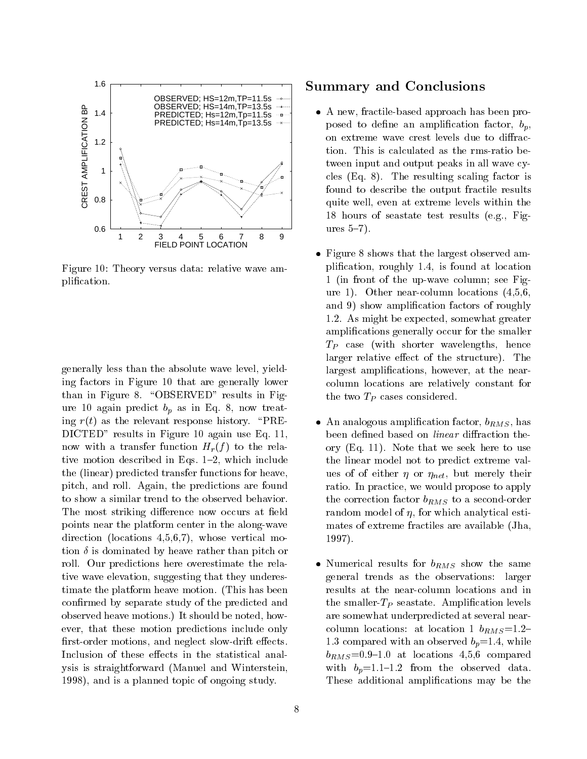Figure 10: Theory versus data: relative wave amplification.

generally less than the absolute wave level, yielding factors in Figure 10 that are generally lower than in Figure 8. "OBSERVED" results in Figure 10 again predict $b_p$ as in Eq. 8, now treating $r(t)$ as the relevant response history. "PREDICTED" results in Figure 10 again use Eq. 11, now with a transfer function $H_r(f)$ to the relative motion described in Eqs. 1–2, which include the (linear) predicted transfer functions for heave, pitch, and roll. Again, the predictions are found to show a similar trend to the observed behavior. The most striking difference now occurs at field points near the platform center in the along-wave direction (locations 4,5,6,7), whose vertical motion $\delta$ is dominated by heave rather than pitch or roll. Our predictions here overestimate the relative wave elevation, suggesting that they underestimate the platform heave motion. (This has been confirmed by separate study of the predicted and observed heave motions.) It should be noted, however, that these motion predictions include only first-order motions, and neglect slow-drift effects. Inclusion of these effects in the statistical analysis is straightforward (Manuel and Winterstein, 1998), and is a planned topic of ongoing study.

## Summary and Conclusions

- A new, fractile-based approach has been proposed to define an amplification factor, $b_p$, on extreme wave crest levels due to diffraction. This is calculated as the rms-ratio between input and output peaks in all wave cycles (Eq. 8). The resulting scaling factor is found to describe the output fractile results quite well, even at extreme levels within the 18 hours of seastate test results (e.g., Figures 5–7).

- Figure 8 shows that the largest observed amplification, roughly 1.4, is found at location 1 (in front of the up-wave column; see Figure 1). Other near-column locations (4,5,6, and 9) show amplification factors of roughly 1.2. As might be expected, somewhat greater amplifications generally occur for the smaller $T_P$ case (with shorter wavelengths, hence larger relative effect of the structure). The largest amplifications, however, at the near-column locations are relatively constant for the two $T_P$ cases considered.

- An analogous amplification factor, $b_{RMS}$, has been defined based on *linear* diffraction theory (Eq. 11). Note that we seek here to use the linear model not to predict extreme values of of either $\eta$ or $\eta_{net}$, but merely their ratio. In practice, we would propose to apply the correction factor $b_{RMS}$ to a second-order random model of $\eta$, for which analytical estimates of extreme fractiles are available (Jha, 1997).

- Numerical results for $b_{RMS}$ show the same general trends as the observations: larger results at the near-column locations and in the smaller-$T_P$ seastate. Amplification levels are somewhat underpredicted at several near-column locations: at location 1 $b_{RMS}$=1.2–1.3 compared with an observed $b_p$=1.4, while $b_{RMS}$=0.9–1.0 at locations 4,5,6 compared with $b_p$=1.1–1.2 from the observed data. These additional amplifications may be the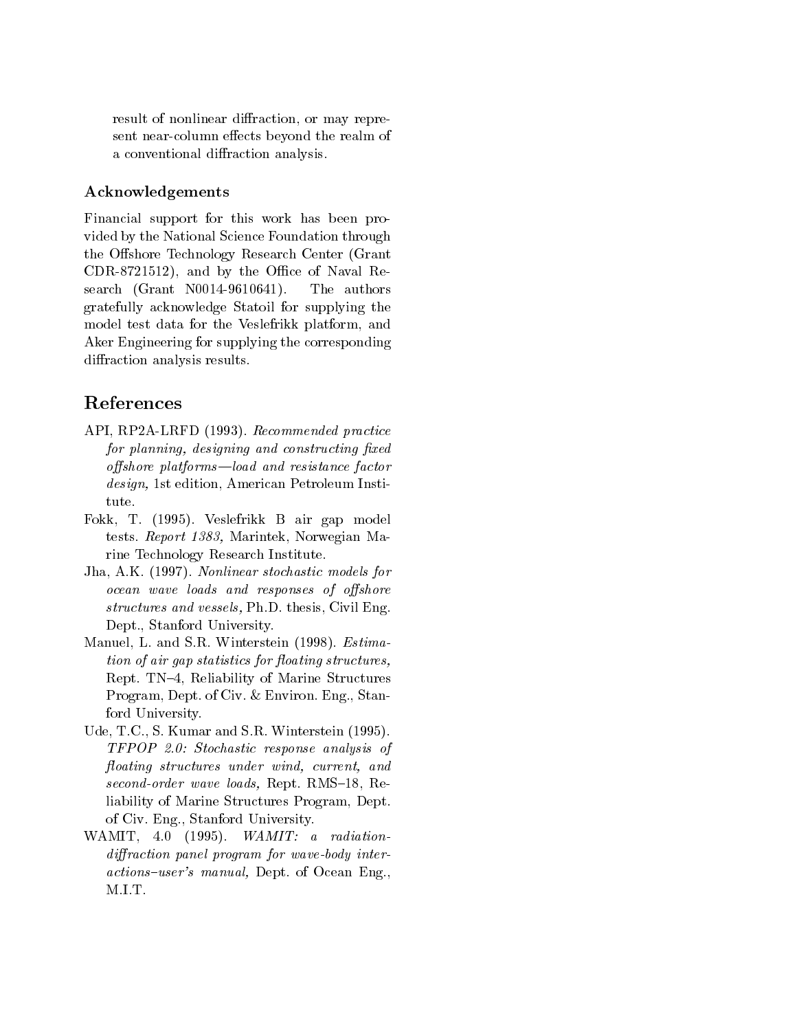result of nonlinear diffraction, or may represent near-column effects beyond the realm of a conventional diffraction analysis.

### Acknowledgements

Financial support for this work has been provided by the National Science Foundation through the Offshore Technology Research Center (Grant CDR-8721512), and by the Office of Naval Research (Grant N0014-9610641). The authors gratefully acknowledge Statoil for supplying the model test data for the Veslefrikk platform, and Aker Engineering for supplying the corresponding diffraction analysis results.

## References

API, RP2A-LRFD (1993). *Recommended practice for planning, designing and constructing fixed offshore platforms—load and resistance factor design,* 1st edition, American Petroleum Institute.

Fokk, T. (1995). Veslefrikk B air gap model tests. *Report 1383,* Marintek, Norwegian Marine Technology Research Institute.

Jha, A.K. (1997). *Nonlinear stochastic models for ocean wave loads and responses of offshore structures and vessels,* Ph.D. thesis, Civil Eng. Dept., Stanford University.

Manuel, L. and S.R. Winterstein (1998). *Estimation of air gap statistics for floating structures,* Rept. TN–4, Reliability of Marine Structures Program, Dept. of Civ. & Environ. Eng., Stanford University.

Ude, T.C., S. Kumar and S.R. Winterstein (1995). *TFPOP 2.0: Stochastic response analysis of floating structures under wind, current, and second-order wave loads,* Rept. RMS–18, Reliability of Marine Structures Program, Dept. of Civ. Eng., Stanford University.

WAMIT, 4.0 (1995). *WAMIT: a radiation-diffraction panel program for wave-body interactions–user's manual,* Dept. of Ocean Eng., M.I.T.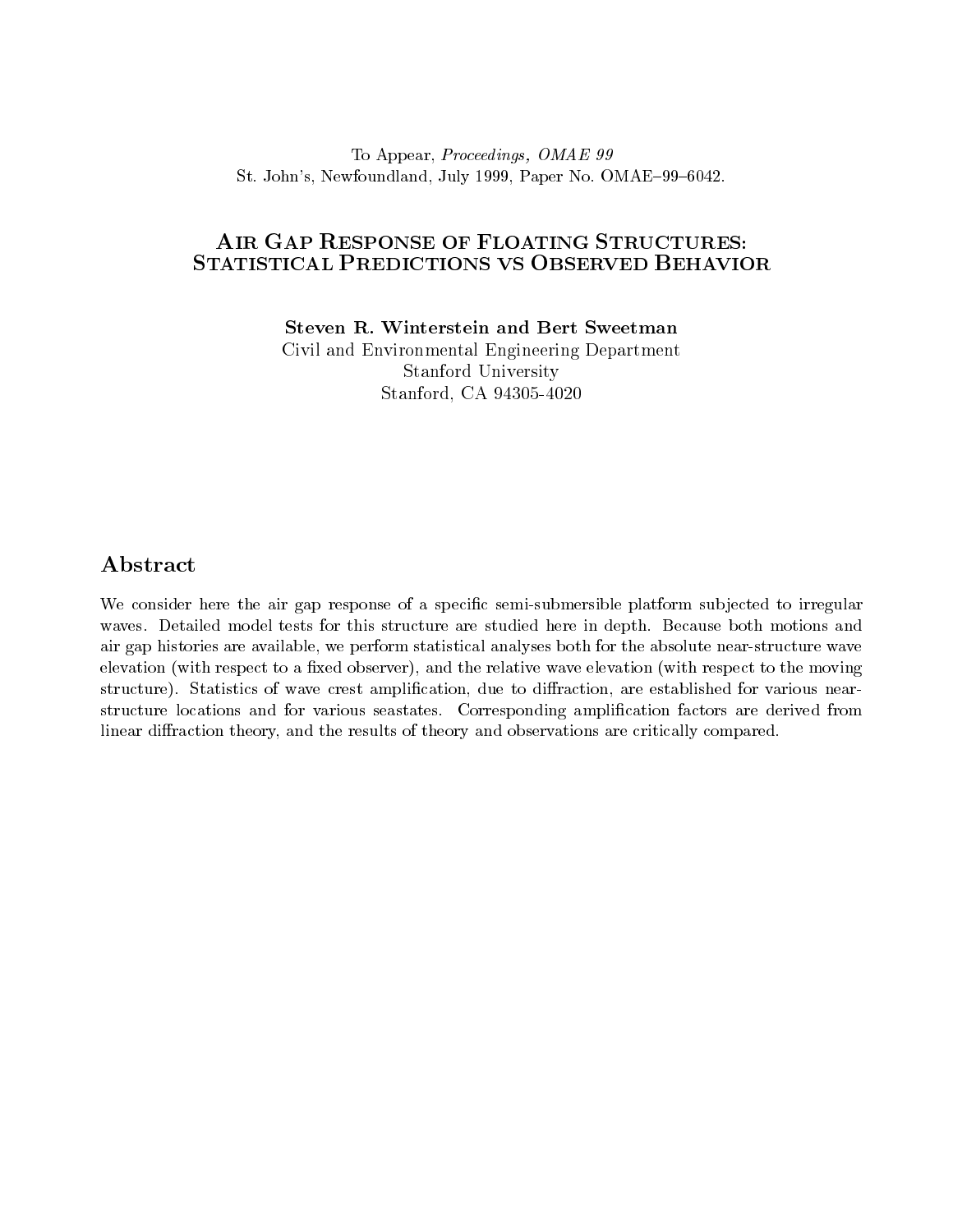To Appear, *Proceedings, OMAE 99*
St. John's, Newfoundland, July 1999, Paper No. OMAE–99–6042.

# Air Gap Response of Floating Structures: Statistical Predictions vs Observed Behavior

**Steven R. Winterstein and Bert Sweetman**
Civil and Environmental Engineering Department
Stanford University
Stanford, CA 94305-4020

## Abstract

We consider here the air gap response of a specific semi-submersible platform subjected to irregular waves. Detailed model tests for this structure are studied here in depth. Because both motions and air gap histories are available, we perform statistical analyses both for the absolute near-structure wave elevation (with respect to a fixed observer), and the relative wave elevation (with respect to the moving structure). Statistics of wave crest amplification, due to diffraction, are established for various near-structure locations and for various seastates. Corresponding amplification factors are derived from linear diffraction theory, and the results of theory and observations are critically compared.